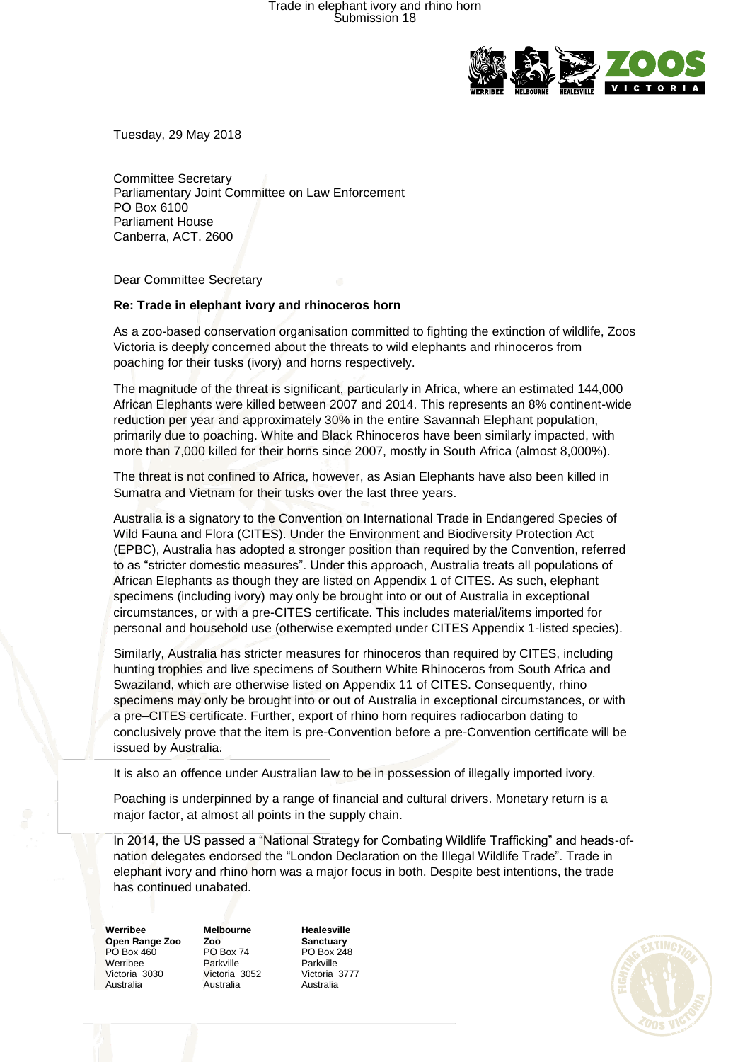Tuesday, 29 May 2018

Committee Secretary
Parliamentary Joint Committee on Law Enforcement
PO Box 6100
Parliament House
Canberra, ACT. 2600

Dear Committee Secretary

**Re: Trade in elephant ivory and rhinoceros horn**

As a zoo-based conservation organisation committed to fighting the extinction of wildlife, Zoos Victoria is deeply concerned about the threats to wild elephants and rhinoceros from poaching for their tusks (ivory) and horns respectively.

The magnitude of the threat is significant, particularly in Africa, where an estimated 144,000 African Elephants were killed between 2007 and 2014. This represents an 8% continent-wide reduction per year and approximately 30% in the entire Savannah Elephant population, primarily due to poaching. White and Black Rhinoceros have been similarly impacted, with more than 7,000 killed for their horns since 2007, mostly in South Africa (almost 8,000%).

The threat is not confined to Africa, however, as Asian Elephants have also been killed in Sumatra and Vietnam for their tusks over the last three years.

Australia is a signatory to the Convention on International Trade in Endangered Species of Wild Fauna and Flora (CITES). Under the Environment and Biodiversity Protection Act (EPBC), Australia has adopted a stronger position than required by the Convention, referred to as "stricter domestic measures". Under this approach, Australia treats all populations of African Elephants as though they are listed on Appendix 1 of CITES. As such, elephant specimens (including ivory) may only be brought into or out of Australia in exceptional circumstances, or with a pre-CITES certificate. This includes material/items imported for personal and household use (otherwise exempted under CITES Appendix 1-listed species).

Similarly, Australia has stricter measures for rhinoceros than required by CITES, including hunting trophies and live specimens of Southern White Rhinoceros from South Africa and Swaziland, which are otherwise listed on Appendix 11 of CITES. Consequently, rhino specimens may only be brought into or out of Australia in exceptional circumstances, or with a pre–CITES certificate. Further, export of rhino horn requires radiocarbon dating to conclusively prove that the item is pre-Convention before a pre-Convention certificate will be issued by Australia.

It is also an offence under Australian law to be in possession of illegally imported ivory.

Poaching is underpinned by a range of financial and cultural drivers. Monetary return is a major factor, at almost all points in the supply chain.

In 2014, the US passed a "National Strategy for Combating Wildlife Trafficking" and heads-of-nation delegates endorsed the "London Declaration on the Illegal Wildlife Trade". Trade in elephant ivory and rhino horn was a major focus in both. Despite best intentions, the trade has continued unabated.

**Werribee Open Range Zoo**
PO Box 460
Werribee
Victoria 3030
Australia

**Melbourne Zoo**
PO Box 74
Parkville
Victoria 3052
Australia

**Healesville Sanctuary**
PO Box 248
Parkville
Victoria 3777
Australia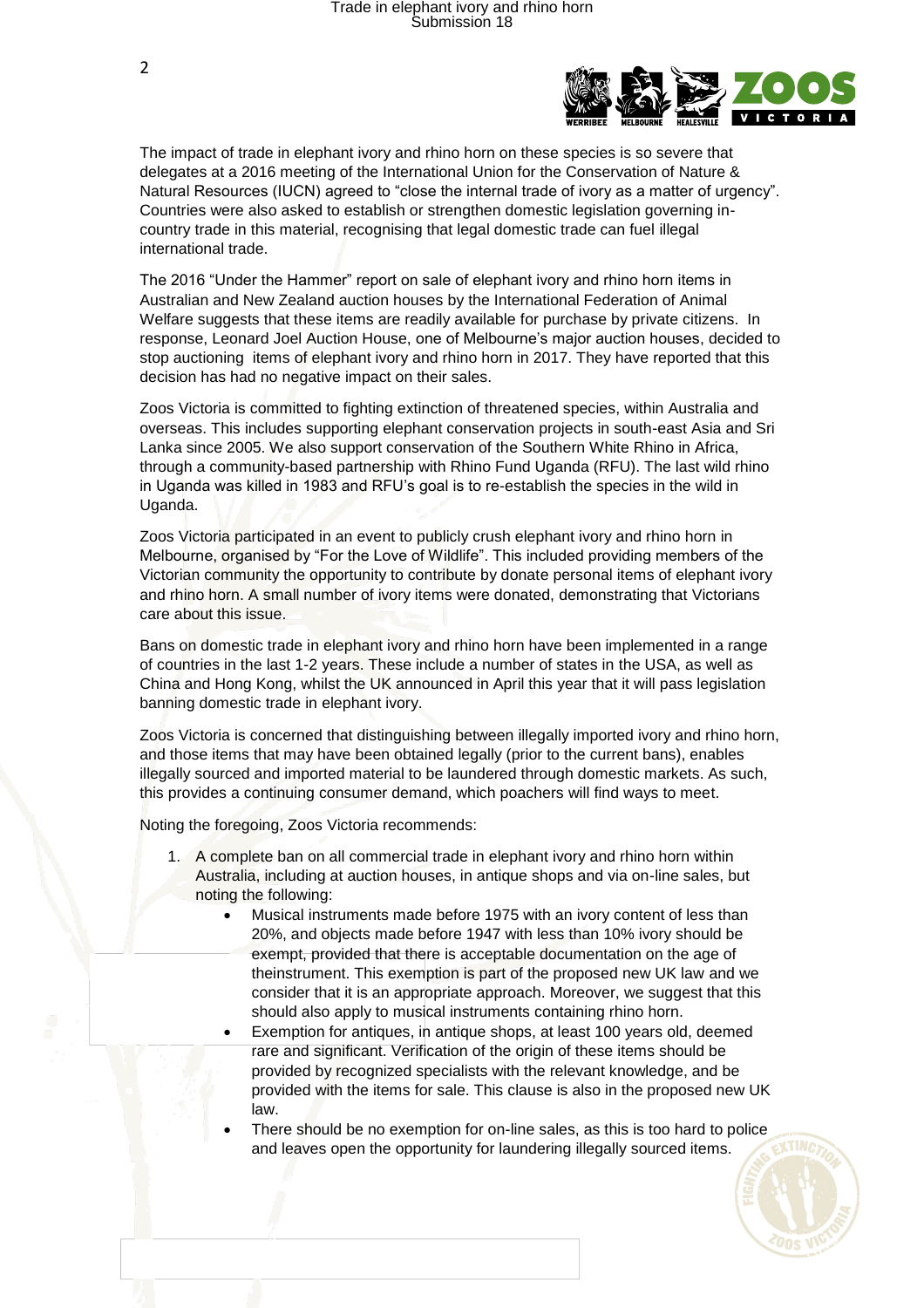The impact of trade in elephant ivory and rhino horn on these species is so severe that delegates at a 2016 meeting of the International Union for the Conservation of Nature & Natural Resources (IUCN) agreed to "close the internal trade of ivory as a matter of urgency". Countries were also asked to establish or strengthen domestic legislation governing in-country trade in this material, recognising that legal domestic trade can fuel illegal international trade.

The 2016 "Under the Hammer" report on sale of elephant ivory and rhino horn items in Australian and New Zealand auction houses by the International Federation of Animal Welfare suggests that these items are readily available for purchase by private citizens. In response, Leonard Joel Auction House, one of Melbourne's major auction houses, decided to stop auctioning items of elephant ivory and rhino horn in 2017. They have reported that this decision has had no negative impact on their sales.

Zoos Victoria is committed to fighting extinction of threatened species, within Australia and overseas. This includes supporting elephant conservation projects in south-east Asia and Sri Lanka since 2005. We also support conservation of the Southern White Rhino in Africa, through a community-based partnership with Rhino Fund Uganda (RFU). The last wild rhino in Uganda was killed in 1983 and RFU's goal is to re-establish the species in the wild in Uganda.

Zoos Victoria participated in an event to publicly crush elephant ivory and rhino horn in Melbourne, organised by "For the Love of Wildlife". This included providing members of the Victorian community the opportunity to contribute by donate personal items of elephant ivory and rhino horn. A small number of ivory items were donated, demonstrating that Victorians care about this issue.

Bans on domestic trade in elephant ivory and rhino horn have been implemented in a range of countries in the last 1-2 years. These include a number of states in the USA, as well as China and Hong Kong, whilst the UK announced in April this year that it will pass legislation banning domestic trade in elephant ivory.

Zoos Victoria is concerned that distinguishing between illegally imported ivory and rhino horn, and those items that may have been obtained legally (prior to the current bans), enables illegally sourced and imported material to be laundered through domestic markets. As such, this provides a continuing consumer demand, which poachers will find ways to meet.

Noting the foregoing, Zoos Victoria recommends:

1. A complete ban on all commercial trade in elephant ivory and rhino horn within Australia, including at auction houses, in antique shops and via on-line sales, but noting the following:
    - Musical instruments made before 1975 with an ivory content of less than 20%, and objects made before 1947 with less than 10% ivory should be exempt, provided that there is acceptable documentation on the age of theinstrument. This exemption is part of the proposed new UK law and we consider that it is an appropriate approach. Moreover, we suggest that this should also apply to musical instruments containing rhino horn.
    - Exemption for antiques, in antique shops, at least 100 years old, deemed rare and significant. Verification of the origin of these items should be provided by recognized specialists with the relevant knowledge, and be provided with the items for sale. This clause is also in the proposed new UK law.
    - There should be no exemption for on-line sales, as this is too hard to police and leaves open the opportunity for laundering illegally sourced items.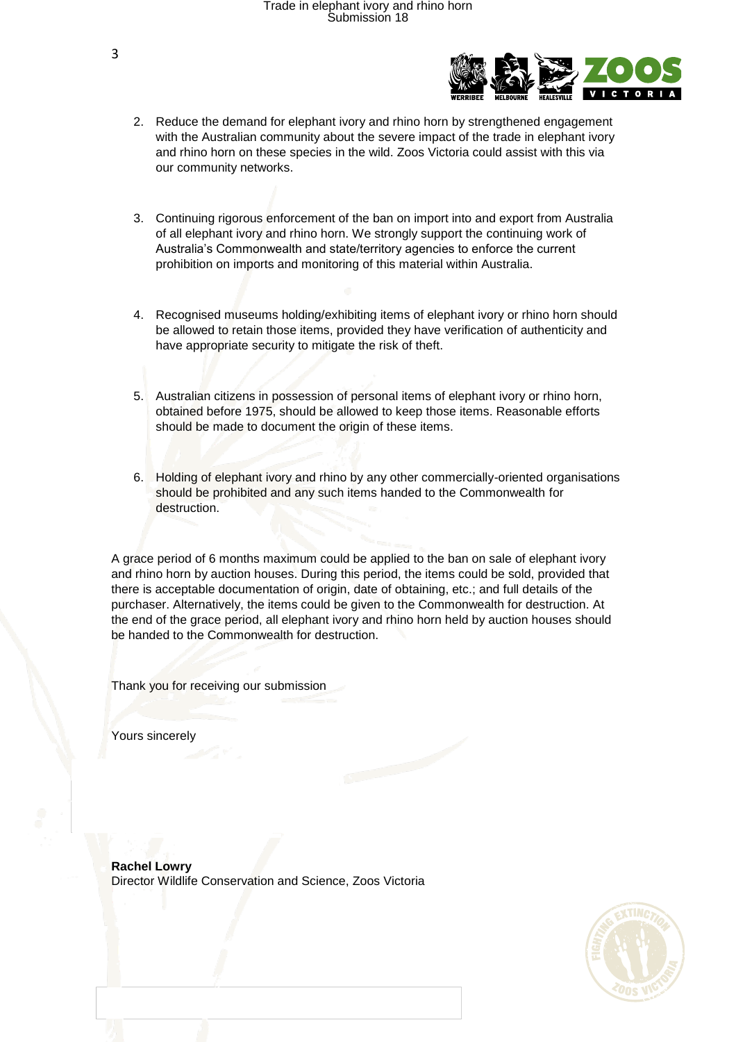2. Reduce the demand for elephant ivory and rhino horn by strengthened engagement with the Australian community about the severe impact of the trade in elephant ivory and rhino horn on these species in the wild. Zoos Victoria could assist with this via our community networks.

3. Continuing rigorous enforcement of the ban on import into and export from Australia of all elephant ivory and rhino horn. We strongly support the continuing work of Australia's Commonwealth and state/territory agencies to enforce the current prohibition on imports and monitoring of this material within Australia.

4. Recognised museums holding/exhibiting items of elephant ivory or rhino horn should be allowed to retain those items, provided they have verification of authenticity and have appropriate security to mitigate the risk of theft.

5. Australian citizens in possession of personal items of elephant ivory or rhino horn, obtained before 1975, should be allowed to keep those items. Reasonable efforts should be made to document the origin of these items.

6. Holding of elephant ivory and rhino by any other commercially-oriented organisations should be prohibited and any such items handed to the Commonwealth for destruction.

A grace period of 6 months maximum could be applied to the ban on sale of elephant ivory and rhino horn by auction houses. During this period, the items could be sold, provided that there is acceptable documentation of origin, date of obtaining, etc.; and full details of the purchaser. Alternatively, the items could be given to the Commonwealth for destruction. At the end of the grace period, all elephant ivory and rhino horn held by auction houses should be handed to the Commonwealth for destruction.

Thank you for receiving our submission

Yours sincerely

**Rachel Lowry**
Director Wildlife Conservation and Science, Zoos Victoria